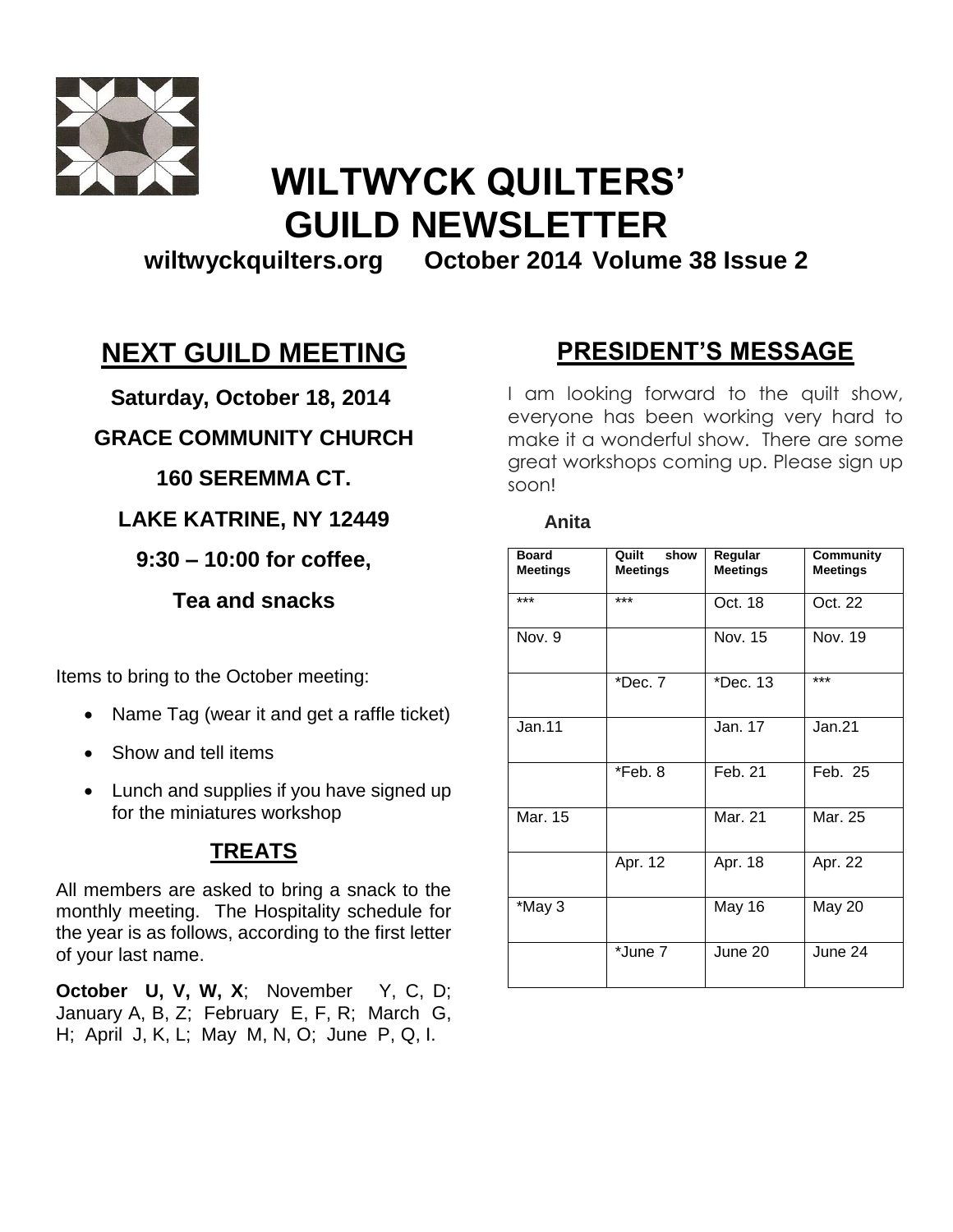# WILTWYCK QUILTERS' GUILD NEWSLETTER

**wiltwyckquilters.org October 2014 Volume 38 Issue 2**

## NEXT GUILD MEETING

**Saturday, October 18, 2014**

**GRACE COMMUNITY CHURCH**

**160 SEREMMA CT.**

**LAKE KATRINE, NY 12449**

**9:30 – 10:00 for coffee,**

**Tea and snacks**

Items to bring to the October meeting:

- Name Tag (wear it and get a raffle ticket)
- Show and tell items
- Lunch and supplies if you have signed up for the miniatures workshop

## TREATS

All members are asked to bring a snack to the monthly meeting. The Hospitality schedule for the year is as follows, according to the first letter of your last name.

**October U, V, W, X**; November Y, C, D; January A, B, Z; February E, F, R; March G, H; April J, K, L; May M, N, O; June P, Q, I.

## PRESIDENT'S MESSAGE

I am looking forward to the quilt show, everyone has been working very hard to make it a wonderful show. There are some great workshops coming up. Please sign up soon!

**Anita**

| Board Meetings | Quilt show Meetings | Regular Meetings | Community Meetings |
|---|---|---|---|
| *** | *** | Oct. 18 | Oct. 22 |
| Nov. 9 | | Nov. 15 | Nov. 19 |
| | *Dec. 7 | *Dec. 13 | *** |
| Jan.11 | | Jan. 17 | Jan.21 |
| | *Feb. 8 | Feb. 21 | Feb. 25 |
| Mar. 15 | | Mar. 21 | Mar. 25 |
| | Apr. 12 | Apr. 18 | Apr. 22 |
| *May 3 | | May 16 | May 20 |
| | *June 7 | June 20 | June 24 |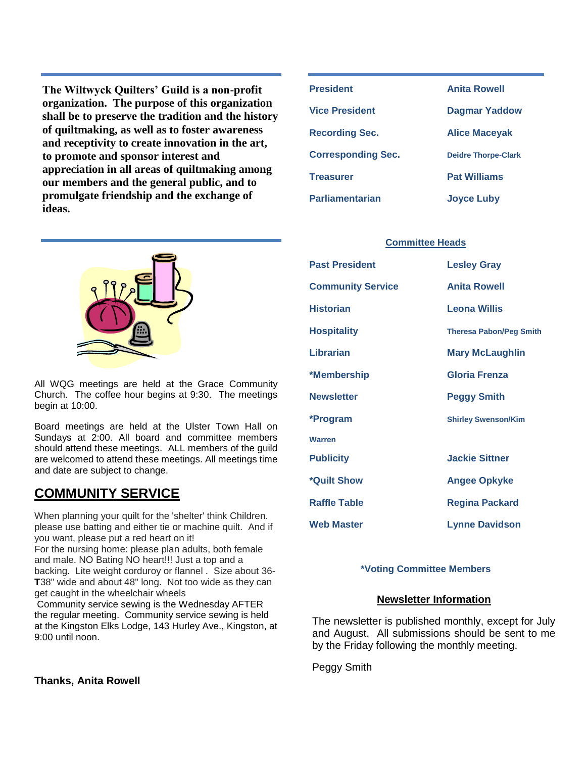**The Wiltwyck Quilters' Guild is a non-profit organization. The purpose of this organization shall be to preserve the tradition and the history of quiltmaking, as well as to foster awareness and receptivity to create innovation in the art, to promote and sponsor interest and appreciation in all areas of quiltmaking among our members and the general public, and to promulgate friendship and the exchange of ideas.**

All WQG meetings are held at the Grace Community Church. The coffee hour begins at 9:30. The meetings begin at 10:00.

Board meetings are held at the Ulster Town Hall on Sundays at 2:00. All board and committee members should attend these meetings. ALL members of the guild are welcomed to attend these meetings. All meetings time and date are subject to change.

## COMMUNITY SERVICE

When planning your quilt for the 'shelter' think Children. please use batting and either tie or machine quilt. And if you want, please put a red heart on it!
For the nursing home: please plan adults, both female and male. NO Bating NO heart!!! Just a top and a backing. Lite weight corduroy or flannel . Size about 36-**T**38" wide and about 48" long. Not too wide as they can get caught in the wheelchair wheels
Community service sewing is the Wednesday AFTER the regular meeting. Community service sewing is held at the Kingston Elks Lodge, 143 Hurley Ave., Kingston, at 9:00 until noon.

**Thanks, Anita Rowell**

| | |
|---|---|
| **President** | **Anita Rowell** |
| **Vice President** | **Dagmar Yaddow** |
| **Recording Sec.** | **Alice Maceyak** |
| **Corresponding Sec.** | **Deidre Thorpe-Clark** |
| **Treasurer** | **Pat Williams** |
| **Parliamentarian** | **Joyce Luby** |

### Committee Heads

| | |
|---|---|
| **Past President** | **Lesley Gray** |
| **Community Service** | **Anita Rowell** |
| **Historian** | **Leona Willis** |
| **Hospitality** | **Theresa Pabon/Peg Smith** |
| **Librarian** | **Mary McLaughlin** |
| **\*Membership** | **Gloria Frenza** |
| **Newsletter** | **Peggy Smith** |
| **\*Program** | **Shirley Swenson/Kim Warren** |
| **Publicity** | **Jackie Sittner** |
| **\*Quilt Show** | **Angee Opkyke** |
| **Raffle Table** | **Regina Packard** |
| **Web Master** | **Lynne Davidson** |

**\*Voting Committee Members**

### Newsletter Information

The newsletter is published monthly, except for July and August. All submissions should be sent to me by the Friday following the monthly meeting.

Peggy Smith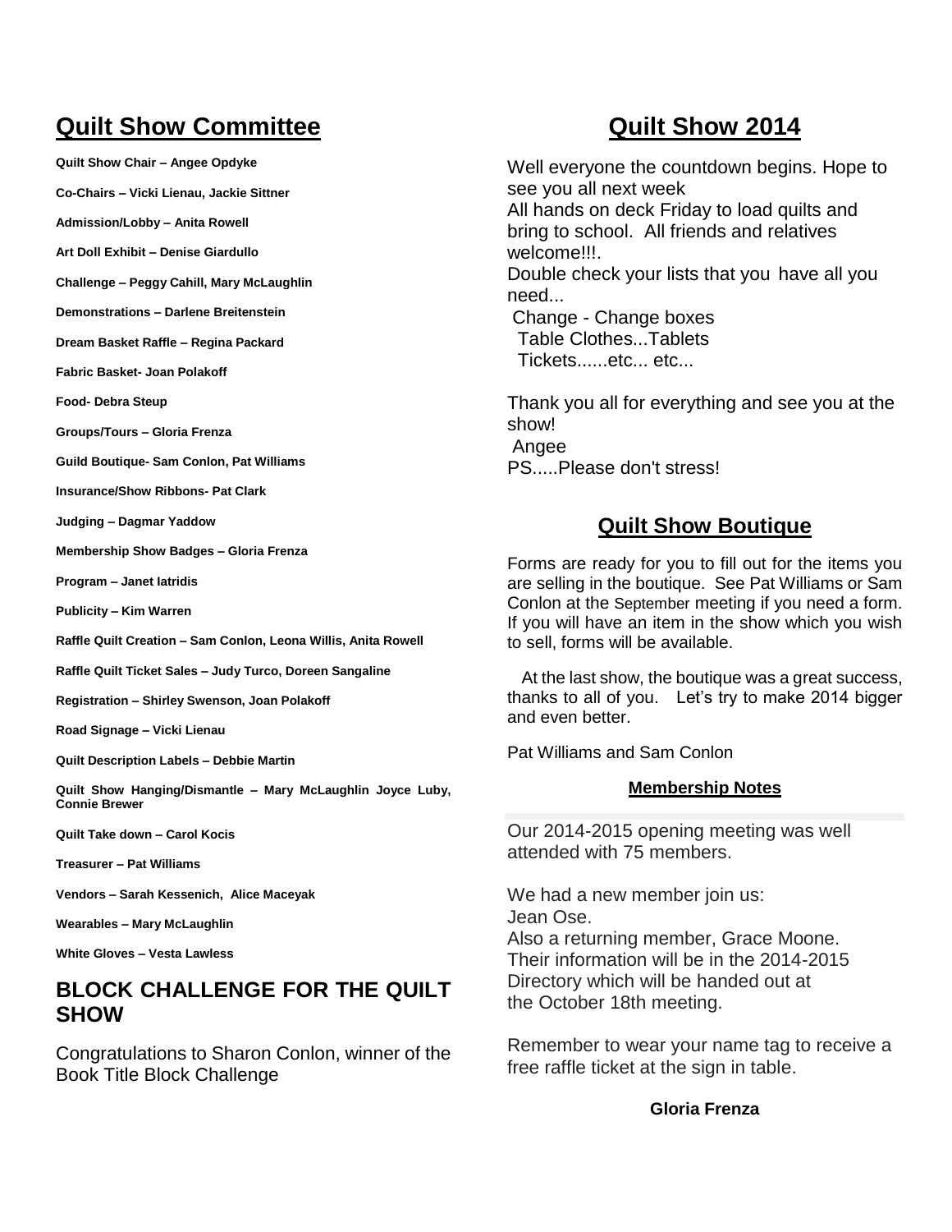## Quilt Show Committee

**Quilt Show Chair – Angee Opdyke**

**Co-Chairs – Vicki Lienau, Jackie Sittner**

**Admission/Lobby – Anita Rowell**

**Art Doll Exhibit – Denise Giardullo**

**Challenge – Peggy Cahill, Mary McLaughlin**

**Demonstrations – Darlene Breitenstein**

**Dream Basket Raffle – Regina Packard**

**Fabric Basket- Joan Polakoff**

**Food- Debra Steup**

**Groups/Tours – Gloria Frenza**

**Guild Boutique- Sam Conlon, Pat Williams**

**Insurance/Show Ribbons- Pat Clark**

**Judging – Dagmar Yaddow**

**Membership Show Badges – Gloria Frenza**

**Program – Janet Iatridis**

**Publicity – Kim Warren**

**Raffle Quilt Creation – Sam Conlon, Leona Willis, Anita Rowell**

**Raffle Quilt Ticket Sales – Judy Turco, Doreen Sangaline**

**Registration – Shirley Swenson, Joan Polakoff**

**Road Signage – Vicki Lienau**

**Quilt Description Labels – Debbie Martin**

**Quilt Show Hanging/Dismantle – Mary McLaughlin Joyce Luby, Connie Brewer**

**Quilt Take down – Carol Kocis**

**Treasurer – Pat Williams**

**Vendors – Sarah Kessenich, Alice Maceyak**

**Wearables – Mary McLaughlin**

**White Gloves – Vesta Lawless**

## BLOCK CHALLENGE FOR THE QUILT SHOW

Congratulations to Sharon Conlon, winner of the Book Title Block Challenge

## Quilt Show 2014

Well everyone the countdown begins. Hope to see you all next week
All hands on deck Friday to load quilts and bring to school. All friends and relatives welcome!!!.
Double check your lists that you have all you need...
Change - Change boxes
Table Clothes...Tablets
Tickets......etc... etc...

Thank you all for everything and see you at the show!
Angee
PS.....Please don't stress!

## Quilt Show Boutique

Forms are ready for you to fill out for the items you are selling in the boutique. See Pat Williams or Sam Conlon at the September meeting if you need a form. If you will have an item in the show which you wish to sell, forms will be available.

At the last show, the boutique was a great success, thanks to all of you. Let's try to make 2014 bigger and even better.

Pat Williams and Sam Conlon

### Membership Notes

Our 2014-2015 opening meeting was well attended with 75 members.

We had a new member join us:
Jean Ose.
Also a returning member, Grace Moone.
Their information will be in the 2014-2015 Directory which will be handed out at the October 18th meeting.

Remember to wear your name tag to receive a free raffle ticket at the sign in table.

**Gloria Frenza**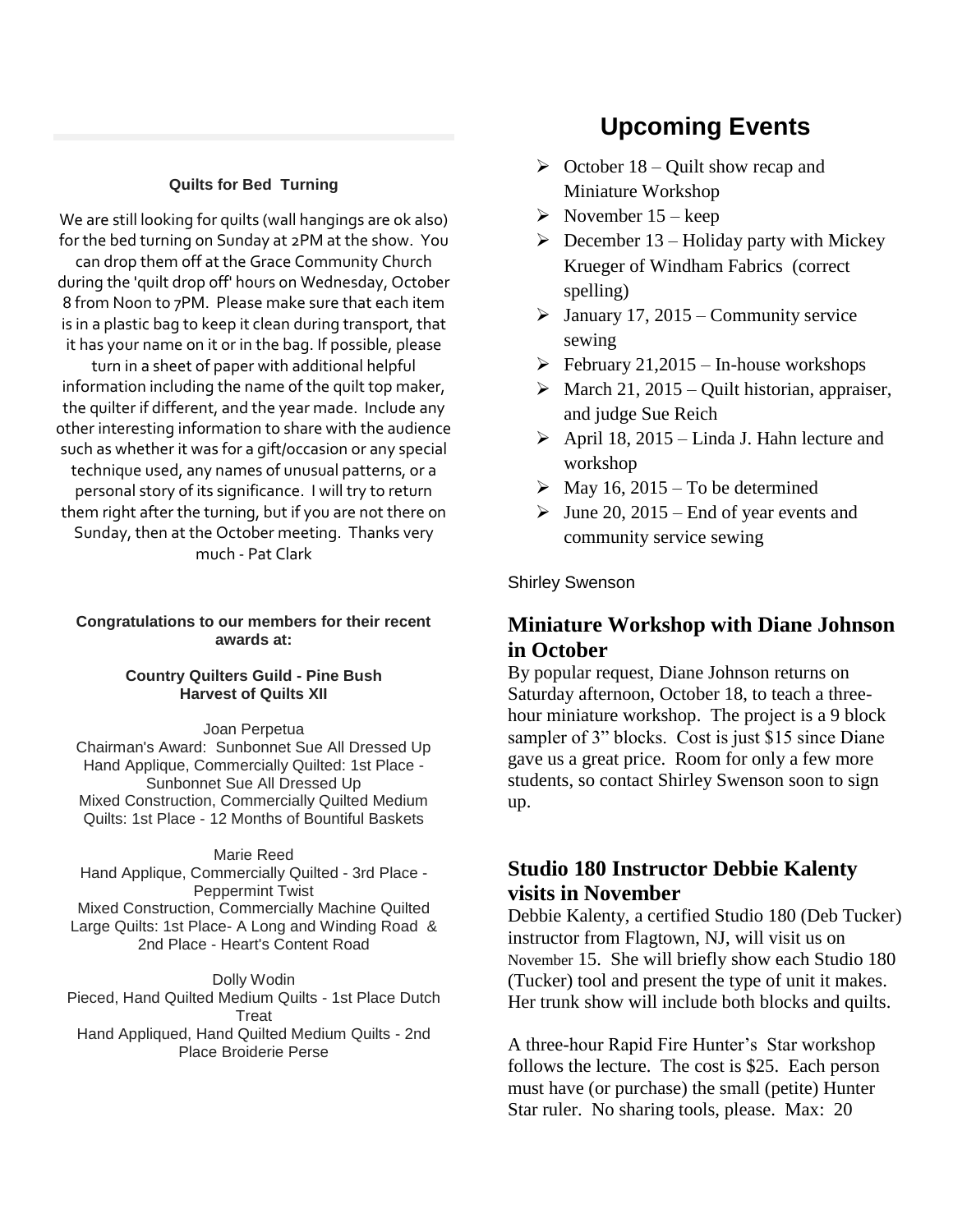### Quilts for Bed Turning

We are still looking for quilts (wall hangings are ok also) for the bed turning on Sunday at 2PM at the show. You can drop them off at the Grace Community Church during the 'quilt drop off' hours on Wednesday, October 8 from Noon to 7PM. Please make sure that each item is in a plastic bag to keep it clean during transport, that it has your name on it or in the bag. If possible, please turn in a sheet of paper with additional helpful information including the name of the quilt top maker, the quilter if different, and the year made. Include any other interesting information to share with the audience such as whether it was for a gift/occasion or any special technique used, any names of unusual patterns, or a personal story of its significance. I will try to return them right after the turning, but if you are not there on Sunday, then at the October meeting. Thanks very much - Pat Clark

**Congratulations to our members for their recent awards at:**

**Country Quilters Guild - Pine Bush**
**Harvest of Quilts XII**

Joan Perpetua
Chairman's Award: Sunbonnet Sue All Dressed Up
Hand Applique, Commercially Quilted: 1st Place - Sunbonnet Sue All Dressed Up
Mixed Construction, Commercially Quilted Medium Quilts: 1st Place - 12 Months of Bountiful Baskets

Marie Reed
Hand Applique, Commercially Quilted - 3rd Place - Peppermint Twist
Mixed Construction, Commercially Machine Quilted Large Quilts: 1st Place- A Long and Winding Road & 2nd Place - Heart's Content Road

Dolly Wodin
Pieced, Hand Quilted Medium Quilts - 1st Place Dutch Treat
Hand Appliqued, Hand Quilted Medium Quilts - 2nd Place Broiderie Perse

# Upcoming Events

- October 18 – Quilt show recap and Miniature Workshop
- November 15 – keep
- December 13 – Holiday party with Mickey Krueger of Windham Fabrics (correct spelling)
- January 17, 2015 – Community service sewing
- February 21,2015 – In-house workshops
- March 21, 2015 – Quilt historian, appraiser, and judge Sue Reich
- April 18, 2015 – Linda J. Hahn lecture and workshop
- May 16, 2015 – To be determined
- June 20, 2015 – End of year events and community service sewing

Shirley Swenson

## Miniature Workshop with Diane Johnson in October

By popular request, Diane Johnson returns on Saturday afternoon, October 18, to teach a three-hour miniature workshop. The project is a 9 block sampler of 3" blocks. Cost is just $15 since Diane gave us a great price. Room for only a few more students, so contact Shirley Swenson soon to sign up.

## Studio 180 Instructor Debbie Kalenty visits in November

Debbie Kalenty, a certified Studio 180 (Deb Tucker) instructor from Flagtown, NJ, will visit us on November 15. She will briefly show each Studio 180 (Tucker) tool and present the type of unit it makes. Her trunk show will include both blocks and quilts.

A three-hour Rapid Fire Hunter's Star workshop follows the lecture. The cost is $25. Each person must have (or purchase) the small (petite) Hunter Star ruler. No sharing tools, please. Max: 20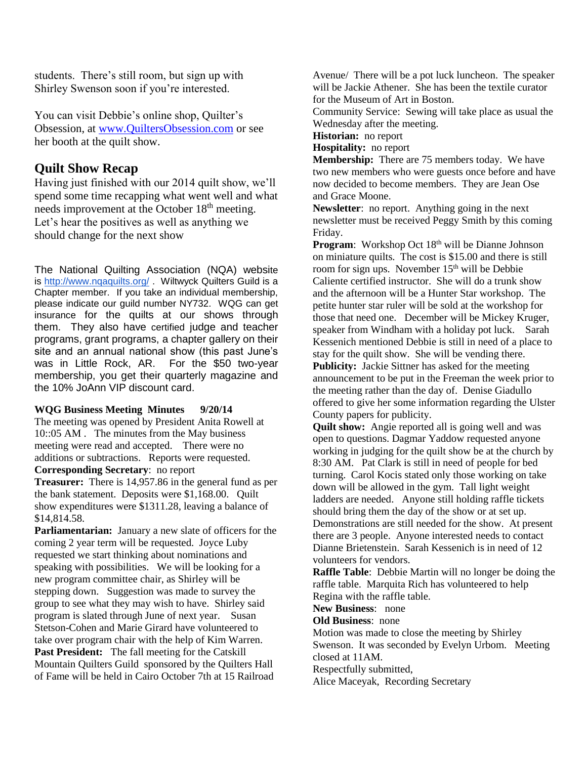students. There's still room, but sign up with Shirley Swenson soon if you're interested.

You can visit Debbie's online shop, Quilter's Obsession, at www.QuiltersObsession.com or see her booth at the quilt show.

## Quilt Show Recap

Having just finished with our 2014 quilt show, we'll spend some time recapping what went well and what needs improvement at the October 18th meeting. Let's hear the positives as well as anything we should change for the next show

The National Quilting Association (NQA) website is http://www.nqaquilts.org/ . Wiltwyck Quilters Guild is a Chapter member. If you take an individual membership, please indicate our guild number NY732. WQG can get insurance for the quilts at our shows through them. They also have certified judge and teacher programs, grant programs, a chapter gallery on their site and an annual national show (this past June's was in Little Rock, AR. For the $50 two-year membership, you get their quarterly magazine and the 10% JoAnn VIP discount card.

**WQG Business Meeting Minutes 9/20/14**

The meeting was opened by President Anita Rowell at 10::05 AM . The minutes from the May business meeting were read and accepted. There were no additions or subtractions. Reports were requested.

**Corresponding Secretary**: no report

**Treasurer:** There is 14,957.86 in the general fund as per the bank statement. Deposits were $1,168.00. Quilt show expenditures were $1311.28, leaving a balance of $14,814.58.

**Parliamentarian:** January a new slate of officers for the coming 2 year term will be requested. Joyce Luby requested we start thinking about nominations and speaking with possibilities. We will be looking for a new program committee chair, as Shirley will be stepping down. Suggestion was made to survey the group to see what they may wish to have. Shirley said program is slated through June of next year. Susan Stetson-Cohen and Marie Girard have volunteered to take over program chair with the help of Kim Warren.

**Past President:** The fall meeting for the Catskill Mountain Quilters Guild sponsored by the Quilters Hall of Fame will be held in Cairo October 7th at 15 Railroad Avenue/ There will be a pot luck luncheon. The speaker will be Jackie Athener. She has been the textile curator for the Museum of Art in Boston.

Community Service: Sewing will take place as usual the Wednesday after the meeting.

**Historian:** no report

**Hospitality:** no report

**Membership:** There are 75 members today. We have two new members who were guests once before and have now decided to become members. They are Jean Ose and Grace Moone.

**Newsletter**: no report. Anything going in the next newsletter must be received Peggy Smith by this coming Friday.

**Program**: Workshop Oct 18th will be Dianne Johnson on miniature quilts. The cost is $15.00 and there is still room for sign ups. November 15th will be Debbie Caliente certified instructor. She will do a trunk show and the afternoon will be a Hunter Star workshop. The petite hunter star ruler will be sold at the workshop for those that need one. December will be Mickey Kruger, speaker from Windham with a holiday pot luck. Sarah Kessenich mentioned Debbie is still in need of a place to stay for the quilt show. She will be vending there.

**Publicity:** Jackie Sittner has asked for the meeting announcement to be put in the Freeman the week prior to the meeting rather than the day of. Denise Giadullo offered to give her some information regarding the Ulster County papers for publicity.

**Quilt show:** Angie reported all is going well and was open to questions. Dagmar Yaddow requested anyone working in judging for the quilt show be at the church by 8:30 AM. Pat Clark is still in need of people for bed turning. Carol Kocis stated only those working on take down will be allowed in the gym. Tall light weight ladders are needed. Anyone still holding raffle tickets should bring them the day of the show or at set up. Demonstrations are still needed for the show. At present there are 3 people. Anyone interested needs to contact Dianne Brietenstein. Sarah Kessenich is in need of 12 volunteers for vendors.

**Raffle Table**: Debbie Martin will no longer be doing the raffle table. Marquita Rich has volunteered to help Regina with the raffle table.

**New Business**: none

**Old Business**: none

Motion was made to close the meeting by Shirley Swenson. It was seconded by Evelyn Urbom. Meeting closed at 11AM.

Respectfully submitted,

Alice Maceyak, Recording Secretary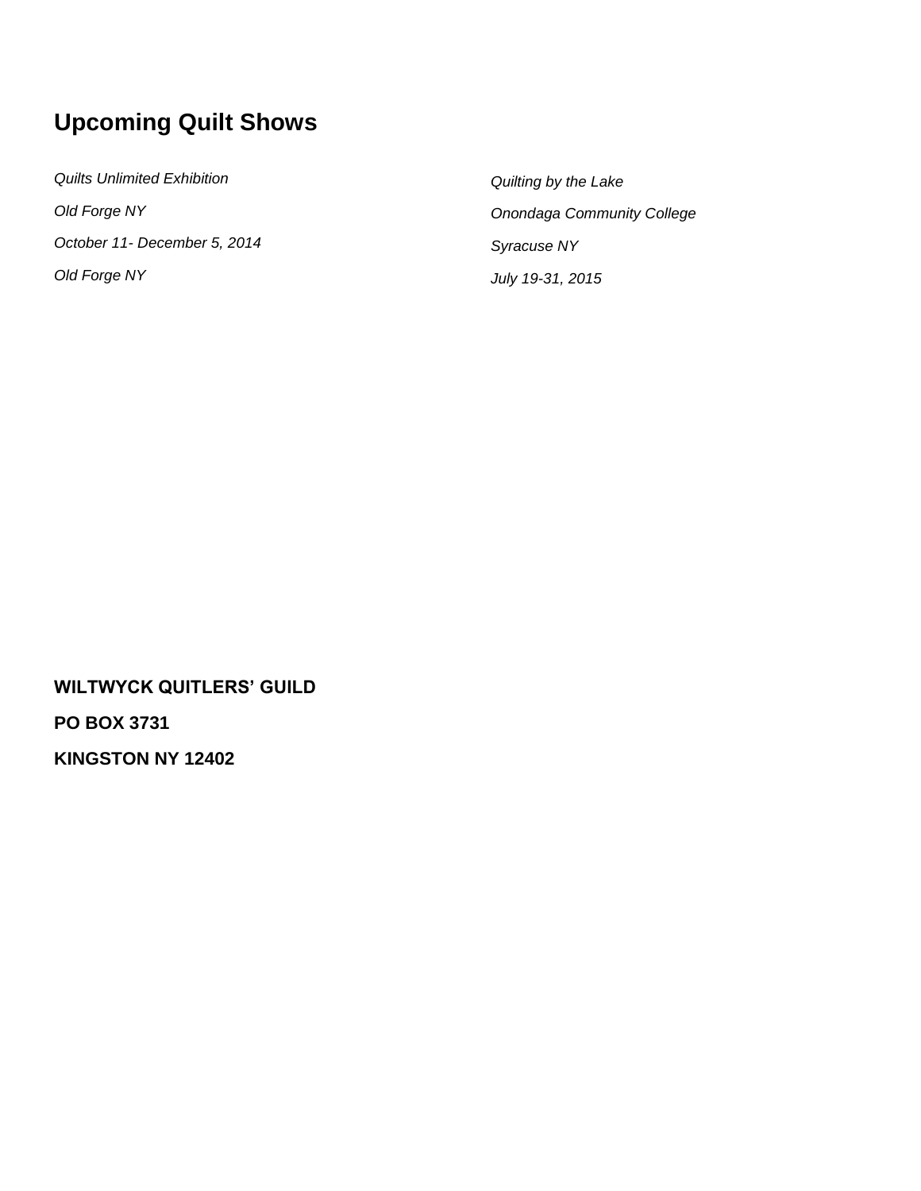## Upcoming Quilt Shows

*Quilts Unlimited Exhibition*

*Old Forge NY*

*October 11- December 5, 2014*

*Old Forge NY*

*Quilting by the Lake*

*Onondaga Community College*

*Syracuse NY*

*July 19-31, 2015*

**WILTWYCK QUITLERS' GUILD**

**PO BOX 3731**

**KINGSTON NY 12402**